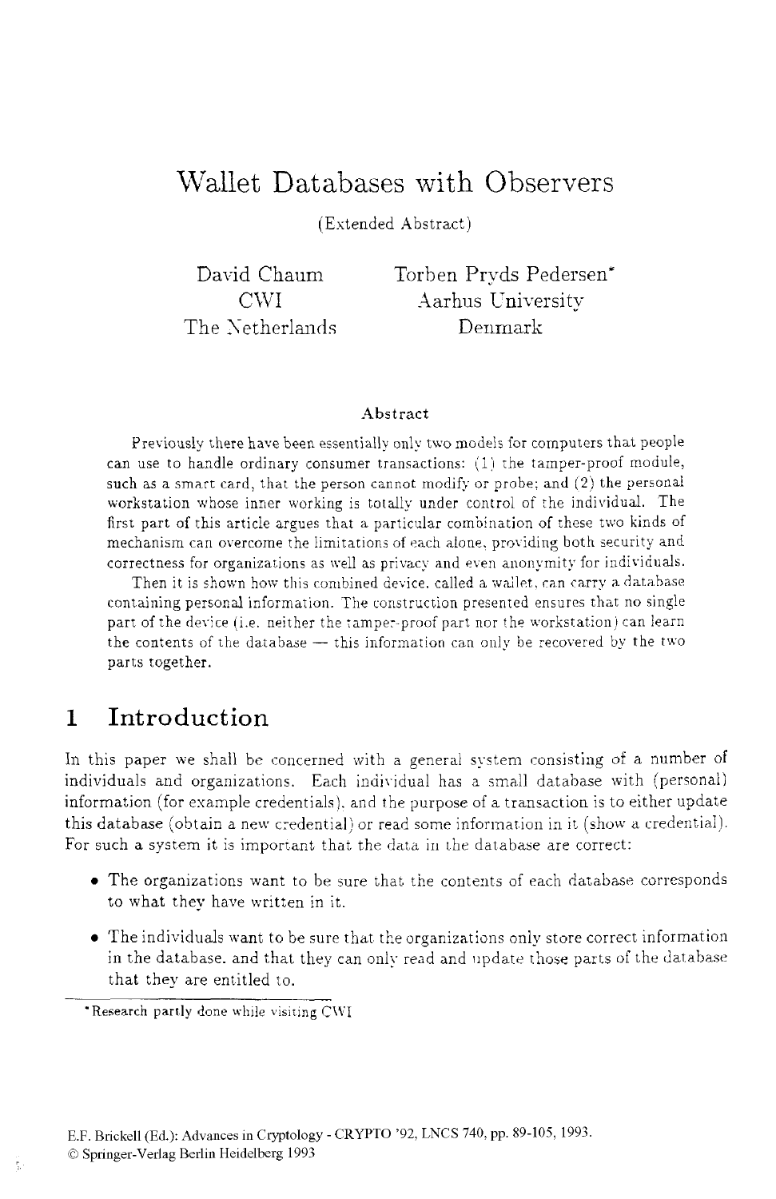# Wallet Databases with Observers

(Extended Abstract)

David Chaum
CWI
The Netherlands

Torben Pryds Pedersen*
Aarhus University
Denmark

### Abstract

Previously there have been essentially only two models for computers that people can use to handle ordinary consumer transactions: (1) the tamper-proof module, such as a smart card, that the person cannot modify or probe; and (2) the personal workstation whose inner working is totally under control of the individual. The first part of this article argues that a particular combination of these two kinds of mechanism can overcome the limitations of each alone, providing both security and correctness for organizations as well as privacy and even anonymity for individuals.

Then it is shown how this combined device, called a wallet, can carry a database containing personal information. The construction presented ensures that no single part of the device (i.e. neither the tamper-proof part nor the workstation) can learn the contents of the database — this information can only be recovered by the two parts together.

## 1 Introduction

In this paper we shall be concerned with a general system consisting of a number of individuals and organizations. Each individual has a small database with (personal) information (for example credentials), and the purpose of a transaction is to either update this database (obtain a new credential) or read some information in it (show a credential). For such a system it is important that the data in the database are correct:

- The organizations want to be sure that the contents of each database corresponds to what they have written in it.
- The individuals want to be sure that the organizations only store correct information in the database, and that they can only read and update those parts of the database that they are entitled to.

*Research partly done while visiting CWI

E.F. Brickell (Ed.): Advances in Cryptology - CRYPTO '92, LNCS 740, pp. 89-105, 1993.
© Springer-Verlag Berlin Heidelberg 1993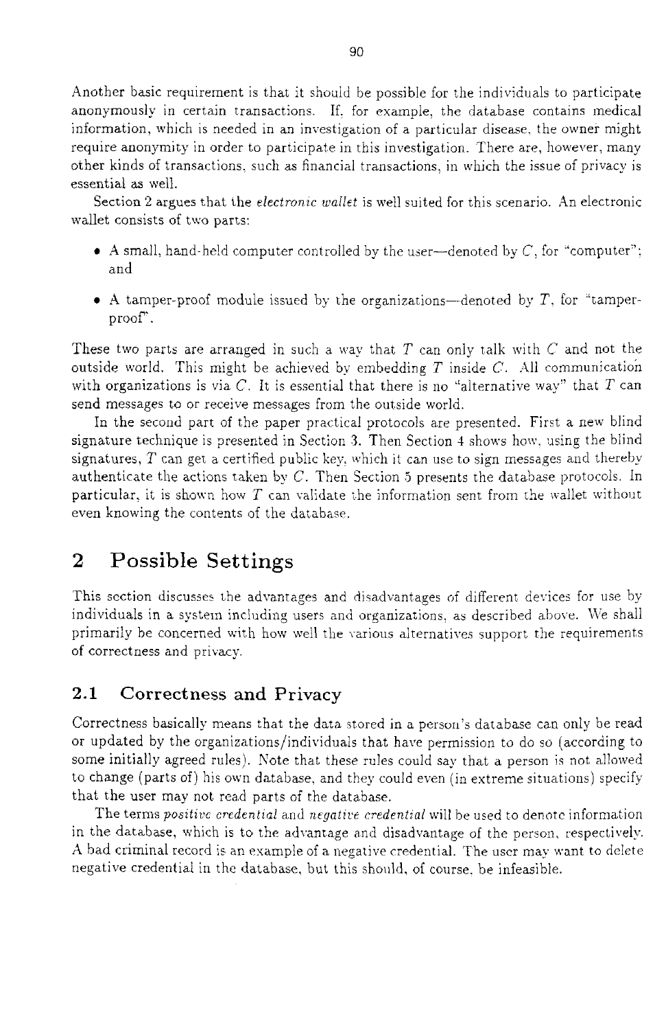Another basic requirement is that it should be possible for the individuals to participate anonymously in certain transactions. If, for example, the database contains medical information, which is needed in an investigation of a particular disease, the owner might require anonymity in order to participate in this investigation. There are, however, many other kinds of transactions, such as financial transactions, in which the issue of privacy is essential as well.

Section 2 argues that the *electronic wallet* is well suited for this scenario. An electronic wallet consists of two parts:

- A small, hand-held computer controlled by the user—denoted by $C$, for "computer"; and
- A tamper-proof module issued by the organizations—denoted by $T$, for "tamper-proof".

These two parts are arranged in such a way that $T$ can only talk with $C$ and not the outside world. This might be achieved by embedding $T$ inside $C$. All communication with organizations is via $C$. It is essential that there is no "alternative way" that $T$ can send messages to or receive messages from the outside world.

In the second part of the paper practical protocols are presented. First a new blind signature technique is presented in Section 3. Then Section 4 shows how, using the blind signatures, $T$ can get a certified public key, which it can use to sign messages and thereby authenticate the actions taken by $C$. Then Section 5 presents the database protocols. In particular, it is shown how $T$ can validate the information sent from the wallet without even knowing the contents of the database.

# 2 Possible Settings

This section discusses the advantages and disadvantages of different devices for use by individuals in a system including users and organizations, as described above. We shall primarily be concerned with how well the various alternatives support the requirements of correctness and privacy.

## 2.1 Correctness and Privacy

Correctness basically means that the data stored in a person's database can only be read or updated by the organizations/individuals that have permission to do so (according to some initially agreed rules). Note that these rules could say that a person is not allowed to change (parts of) his own database, and they could even (in extreme situations) specify that the user may not read parts of the database.

The terms *positive credential* and *negative credential* will be used to denote information in the database, which is to the advantage and disadvantage of the person, respectively. A bad criminal record is an example of a negative credential. The user may want to delete negative credential in the database, but this should, of course, be infeasible.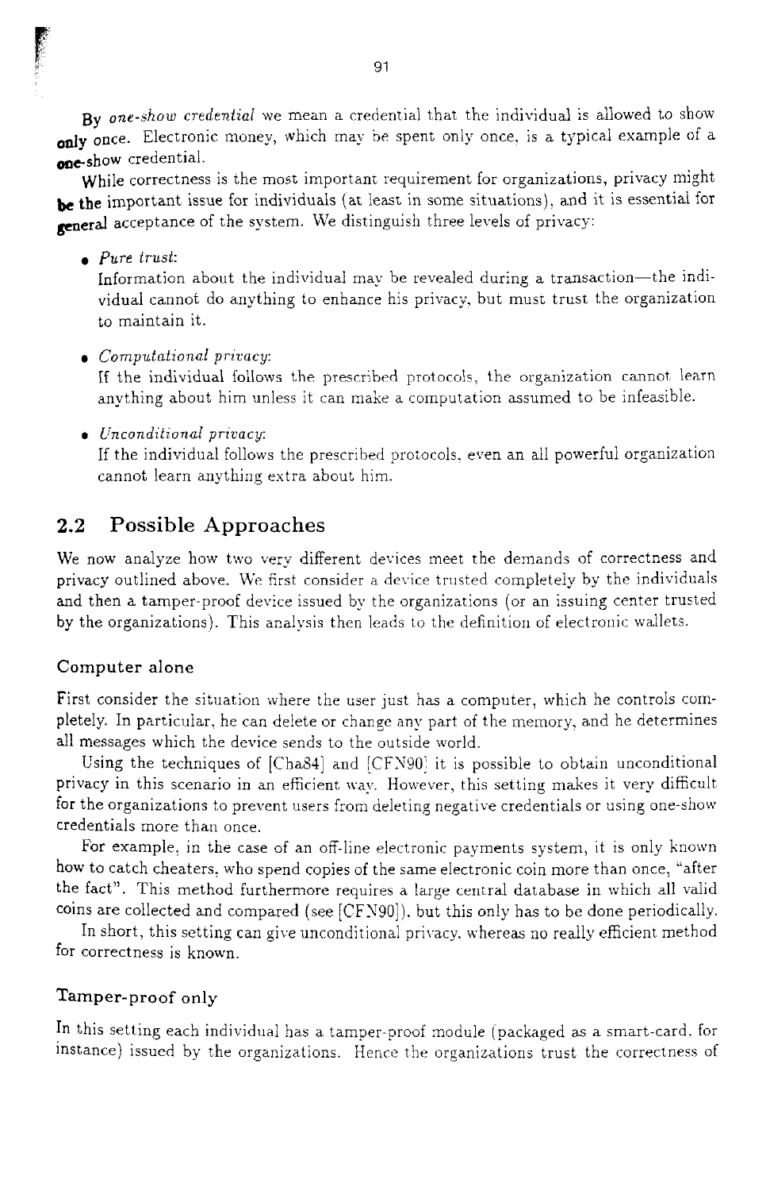By *one-show credential* we mean a credential that the individual is allowed to show only once. Electronic money, which may be spent only once, is a typical example of a one-show credential.

While correctness is the most important requirement for organizations, privacy might be the important issue for individuals (at least in some situations), and it is essential for general acceptance of the system. We distinguish three levels of privacy:

- *Pure trust*:
  Information about the individual may be revealed during a transaction—the individual cannot do anything to enhance his privacy, but must trust the organization to maintain it.

- *Computational privacy*:
  If the individual follows the prescribed protocols, the organization cannot learn anything about him unless it can make a computation assumed to be infeasible.

- *Unconditional privacy*:
  If the individual follows the prescribed protocols, even an all powerful organization cannot learn anything extra about him.

## 2.2 Possible Approaches

We now analyze how two very different devices meet the demands of correctness and privacy outlined above. We first consider a device trusted completely by the individuals and then a tamper-proof device issued by the organizations (or an issuing center trusted by the organizations). This analysis then leads to the definition of electronic wallets.

### Computer alone

First consider the situation where the user just has a computer, which he controls completely. In particular, he can delete or change any part of the memory, and he determines all messages which the device sends to the outside world.

Using the techniques of [Cha84] and [CFN90] it is possible to obtain unconditional privacy in this scenario in an efficient way. However, this setting makes it very difficult for the organizations to prevent users from deleting negative credentials or using one-show credentials more than once.

For example, in the case of an off-line electronic payments system, it is only known how to catch cheaters, who spend copies of the same electronic coin more than once, "after the fact". This method furthermore requires a large central database in which all valid coins are collected and compared (see [CFN90]), but this only has to be done periodically.

In short, this setting can give unconditional privacy, whereas no really efficient method for correctness is known.

### Tamper-proof only

In this setting each individual has a tamper-proof module (packaged as a smart-card, for instance) issued by the organizations. Hence the organizations trust the correctness of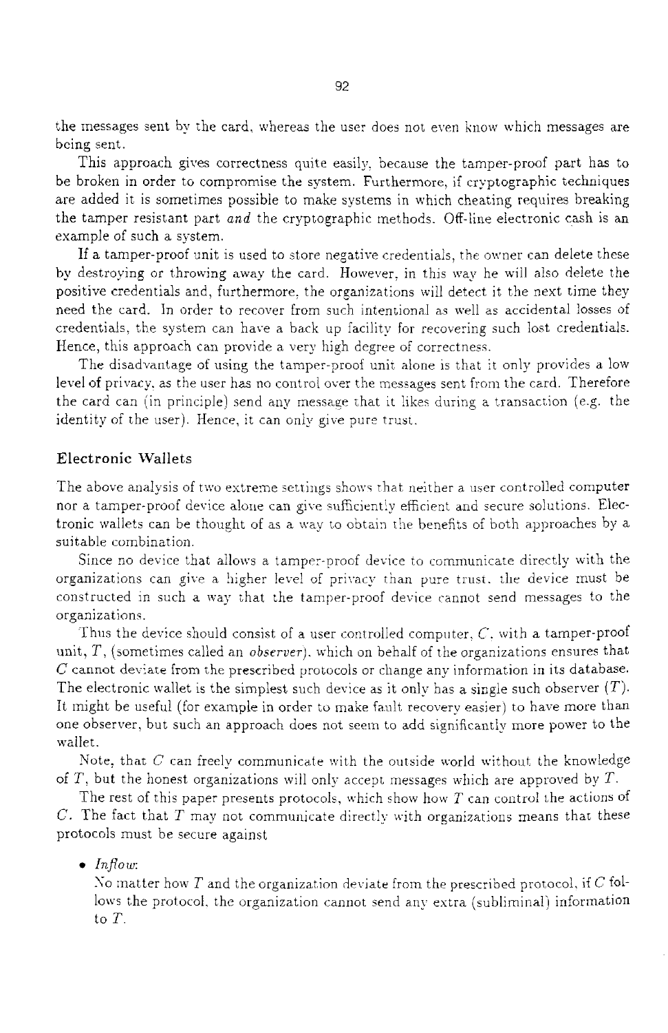the messages sent by the card, whereas the user does not even know which messages are being sent.

This approach gives correctness quite easily, because the tamper-proof part has to be broken in order to compromise the system. Furthermore, if cryptographic techniques are added it is sometimes possible to make systems in which cheating requires breaking the tamper resistant part *and* the cryptographic methods. Off-line electronic cash is an example of such a system.

If a tamper-proof unit is used to store negative credentials, the owner can delete these by destroying or throwing away the card. However, in this way he will also delete the positive credentials and, furthermore, the organizations will detect it the next time they need the card. In order to recover from such intentional as well as accidental losses of credentials, the system can have a back up facility for recovering such lost credentials. Hence, this approach can provide a very high degree of correctness.

The disadvantage of using the tamper-proof unit alone is that it only provides a low level of privacy, as the user has no control over the messages sent from the card. Therefore the card can (in principle) send any message that it likes during a transaction (e.g. the identity of the user). Hence, it can only give pure trust.

### Electronic Wallets

The above analysis of two extreme settings shows that neither a user controlled computer nor a tamper-proof device alone can give sufficiently efficient and secure solutions. Electronic wallets can be thought of as a way to obtain the benefits of both approaches by a suitable combination.

Since no device that allows a tamper-proof device to communicate directly with the organizations can give a higher level of privacy than pure trust, the device must be constructed in such a way that the tamper-proof device cannot send messages to the organizations.

Thus the device should consist of a user controlled computer, $C$, with a tamper-proof unit, $T$, (sometimes called an *observer*), which on behalf of the organizations ensures that $C$ cannot deviate from the prescribed protocols or change any information in its database. The electronic wallet is the simplest such device as it only has a single such observer ($T$). It might be useful (for example in order to make fault recovery easier) to have more than one observer, but such an approach does not seem to add significantly more power to the wallet.

Note, that $C$ can freely communicate with the outside world without the knowledge of $T$, but the honest organizations will only accept messages which are approved by $T$.

The rest of this paper presents protocols, which show how $T$ can control the actions of $C$. The fact that $T$ may not communicate directly with organizations means that these protocols must be secure against

- *Inflow*:
  No matter how $T$ and the organization deviate from the prescribed protocol, if $C$ follows the protocol, the organization cannot send any extra (subliminal) information to $T$.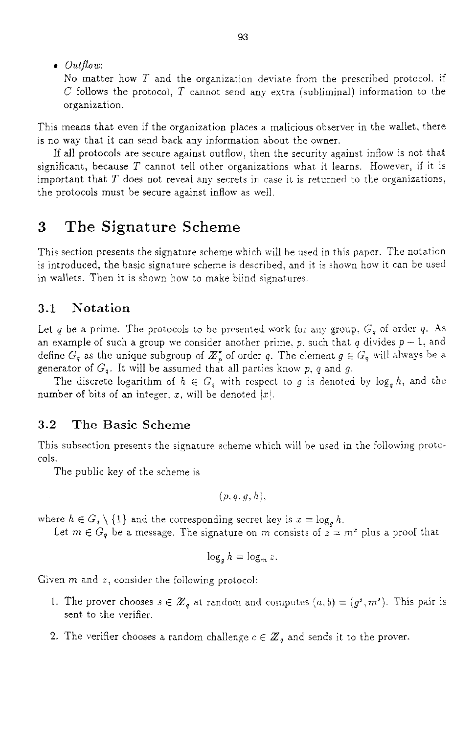- *Outflow*:
  No matter how $T$ and the organization deviate from the prescribed protocol, if $C$ follows the protocol, $T$ cannot send any extra (subliminal) information to the organization.

This means that even if the organization places a malicious observer in the wallet, there is no way that it can send back any information about the owner.

If all protocols are secure against outflow, then the security against inflow is not that significant, because $T$ cannot tell other organizations what it learns. However, if it is important that $T$ does not reveal any secrets in case it is returned to the organizations, the protocols must be secure against inflow as well.

# 3 The Signature Scheme

This section presents the signature scheme which will be used in this paper. The notation is introduced, the basic signature scheme is described, and it is shown how it can be used in wallets. Then it is shown how to make blind signatures.

## 3.1 Notation

Let $q$ be a prime. The protocols to be presented work for any group, $G_q$ of order $q$. As an example of such a group we consider another prime, $p$, such that $q$ divides $p-1$, and define $G_q$ as the unique subgroup of $\mathbb{Z}_p^*$ of order $q$. The element $g \in G_q$ will always be a generator of $G_q$. It will be assumed that all parties know $p$, $q$ and $g$.

The discrete logarithm of $h \in G_q$ with respect to $g$ is denoted by $\log_g h$, and the number of bits of an integer, $x$, will be denoted $|x|$.

## 3.2 The Basic Scheme

This subsection presents the signature scheme which will be used in the following protocols.

The public key of the scheme is

$$(p, q, g, h),$$

where $h \in G_q \setminus \{1\}$ and the corresponding secret key is $x = \log_g h$.

Let $m \in G_q$ be a message. The signature on $m$ consists of $z = m^x$ plus a proof that

$$\log_g h = \log_m z.$$

Given $m$ and $z$, consider the following protocol:

1. The prover chooses $s \in \mathbb{Z}_q$ at random and computes $(a, b) = (g^s, m^s)$. This pair is sent to the verifier.
2. The verifier chooses a random challenge $c \in \mathbb{Z}_q$ and sends it to the prover.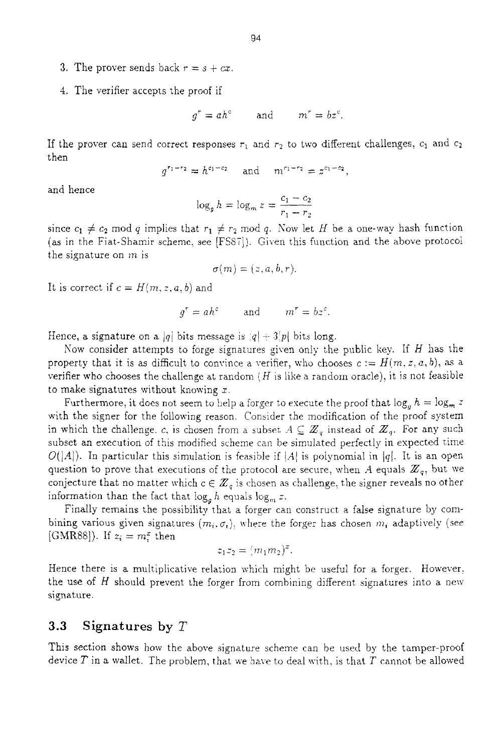3. The prover sends back $r = s + cx$.

4. The verifier accepts the proof if

$$g^r = ah^c \quad \text{and} \quad m^r = bz^c.$$

If the prover can send correct responses $r_1$ and $r_2$ to two different challenges, $c_1$ and $c_2$ then

$$g^{r_1 - r_2} = h^{c_1 - c_2} \quad \text{and} \quad m^{r_1 - r_2} = z^{c_1 - c_2},$$

and hence

$$\log_g h = \log_m z = \frac{c_1 - c_2}{r_1 - r_2}$$

since $c_1 \neq c_2 \bmod q$ implies that $r_1 \neq r_2 \bmod q$. Now let $H$ be a one-way hash function (as in the Fiat-Shamir scheme, see [FS87]). Given this function and the above protocol the signature on $m$ is

$$\sigma(m) = (z, a, b, r).$$

It is correct if $c = H(m, z, a, b)$ and

$$g^r = ah^c \quad \text{and} \quad m^r = bz^c.$$

Hence, a signature on a $|q|$ bits message is $|q| + 3|p|$ bits long.

Now consider attempts to forge signatures given only the public key. If $H$ has the property that it is as difficult to convince a verifier, who chooses $c := H(m, z, a, b)$, as a verifier who chooses the challenge at random ($H$ is like a random oracle), it is not feasible to make signatures without knowing $x$.

Furthermore, it does not seem to help a forger to execute the proof that $\log_g h = \log_m z$ with the signer for the following reason. Consider the modification of the proof system in which the challenge, $c$, is chosen from a subset $A \subseteq \mathbb{Z}_q$ instead of $\mathbb{Z}_q$. For any such subset an execution of this modified scheme can be simulated perfectly in expected time $O(|A|)$. In particular this simulation is feasible if $|A|$ is polynomial in $|q|$. It is an open question to prove that executions of the protocol are secure, when $A$ equals $\mathbb{Z}_q$, but we conjecture that no matter which $c \in \mathbb{Z}_q$ is chosen as challenge, the signer reveals no other information than the fact that $\log_g h$ equals $\log_m z$.

Finally remains the possibility that a forger can construct a false signature by combining various given signatures $(m_i, \sigma_i)$, where the forger has chosen $m_i$ adaptively (see [GMR88]). If $z_i = m_i^x$ then

$$z_1 z_2 = (m_1 m_2)^x.$$

Hence there is a multiplicative relation which might be useful for a forger. However, the use of $H$ should prevent the forger from combining different signatures into a new signature.

## 3.3 Signatures by $T$

This section shows how the above signature scheme can be used by the tamper-proof device $T$ in a wallet. The problem, that we have to deal with, is that $T$ cannot be allowed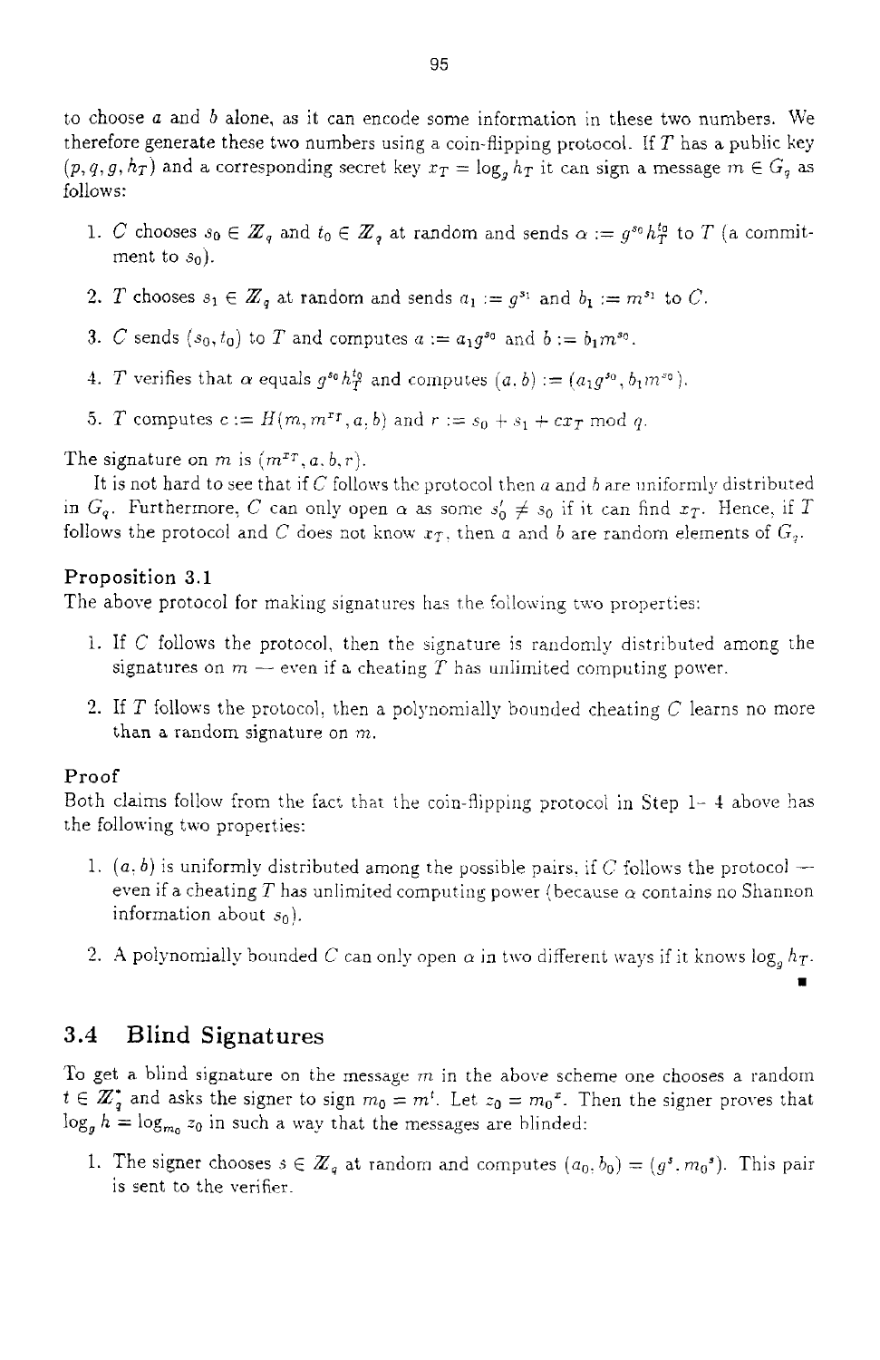to choose $a$ and $b$ alone, as it can encode some information in these two numbers. We therefore generate these two numbers using a coin-flipping protocol. If $T$ has a public key $(p, q, g, h_T)$ and a corresponding secret key $x_T = \log_g h_T$ it can sign a message $m \in G_q$ as follows:

1. $C$ chooses $s_0 \in \mathbb{Z}_q$ and $t_0 \in \mathbb{Z}_q$ at random and sends $\alpha := g^{s_0} h_T^{t_0}$ to $T$ (a commitment to $s_0$).
2. $T$ chooses $s_1 \in \mathbb{Z}_q$ at random and sends $a_1 := g^{s_1}$ and $b_1 := m^{s_1}$ to $C$.
3. $C$ sends $(s_0, t_0)$ to $T$ and computes $a := a_1 g^{s_0}$ and $b := b_1 m^{s_0}$.
4. $T$ verifies that $\alpha$ equals $g^{s_0} h_T^{t_0}$ and computes $(a, b) := (a_1 g^{s_0}, b_1 m^{s_0})$.
5. $T$ computes $c := H(m, m^{x_T}, a, b)$ and $r := s_0 + s_1 + c x_T \bmod q$.

The signature on $m$ is $(m^{x_T}, a, b, r)$.

It is not hard to see that if $C$ follows the protocol then $a$ and $b$ are uniformly distributed in $G_q$. Furthermore, $C$ can only open $\alpha$ as some $s_0' \neq s_0$ if it can find $x_T$. Hence, if $T$ follows the protocol and $C$ does not know $x_T$, then $a$ and $b$ are random elements of $G_q$.

**Proposition 3.1**

The above protocol for making signatures has the following two properties:

1. If $C$ follows the protocol, then the signature is randomly distributed among the signatures on $m$ — even if a cheating $T$ has unlimited computing power.
2. If $T$ follows the protocol, then a polynomially bounded cheating $C$ learns no more than a random signature on $m$.

**Proof**

Both claims follow from the fact that the coin-flipping protocol in Step 1–4 above has the following two properties:

1. $(a, b)$ is uniformly distributed among the possible pairs, if $C$ follows the protocol — even if a cheating $T$ has unlimited computing power (because $\alpha$ contains no Shannon information about $s_0$).
2. A polynomially bounded $C$ can only open $\alpha$ in two different ways if it knows $\log_g h_T$.

■

## 3.4 Blind Signatures

To get a blind signature on the message $m$ in the above scheme one chooses a random $t \in \mathbb{Z}_q^*$ and asks the signer to sign $m_0 = m^t$. Let $z_0 = m_0{}^x$. Then the signer proves that $\log_g h = \log_{m_0} z_0$ in such a way that the messages are blinded:

1. The signer chooses $s \in \mathbb{Z}_q$ at random and computes $(a_0, b_0) = (g^s, m_0{}^s)$. This pair is sent to the verifier.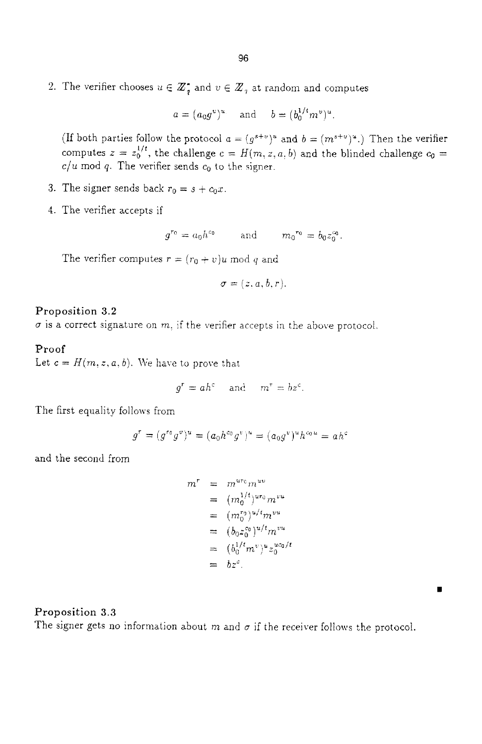2. The verifier chooses $u \in \mathbb{Z}_q^*$ and $v \in \mathbb{Z}_q$ at random and computes

$$a = (a_0 g^v)^u \quad \text{and} \quad b = (b_0^{1/t} m^v)^u.$$

(If both parties follow the protocol $a = (g^{s+v})^u$ and $b = (m^{s+v})^u$.) Then the verifier computes $z = z_0^{1/t}$, the challenge $c = H(m, z, a, b)$ and the blinded challenge $c_0 = c/u \bmod q$. The verifier sends $c_0$ to the signer.

3. The signer sends back $r_0 = s + c_0 x$.

4. The verifier accepts if

$$g^{r_0} = a_0 h^{c_0} \quad \text{and} \quad m_0{}^{r_0} = b_0 z_0^{c_0}.$$

The verifier computes $r = (r_0 + v)u \bmod q$ and

$$\sigma = (z, a, b, r).$$

**Proposition 3.2**
$\sigma$ is a correct signature on $m$, if the verifier accepts in the above protocol.

**Proof**
Let $c = H(m, z, a, b)$. We have to prove that

$$g^r = ah^c \quad \text{and} \quad m^r = bz^c.$$

The first equality follows from

$$g^r = (g^{r_0} g^v)^u = (a_0 h^{c_0} g^v)^u = (a_0 g^v)^u h^{c_0 u} = ah^c$$

and the second from

$$\begin{aligned}
m^r &= m^{ur_0} m^{uv} \\
&= (m_0^{1/t})^{ur_0} m^{vu} \\
&= (m_0^{r_0})^{u/t} m^{vu} \\
&= (b_0 z_0^{c_0})^{u/t} m^{vu} \\
&= (b_0^{1/t} m^v)^u z_0^{uc_0/t} \\
&= bz^c.
\end{aligned}$$

∎

**Proposition 3.3**
The signer gets no information about $m$ and $\sigma$ if the receiver follows the protocol.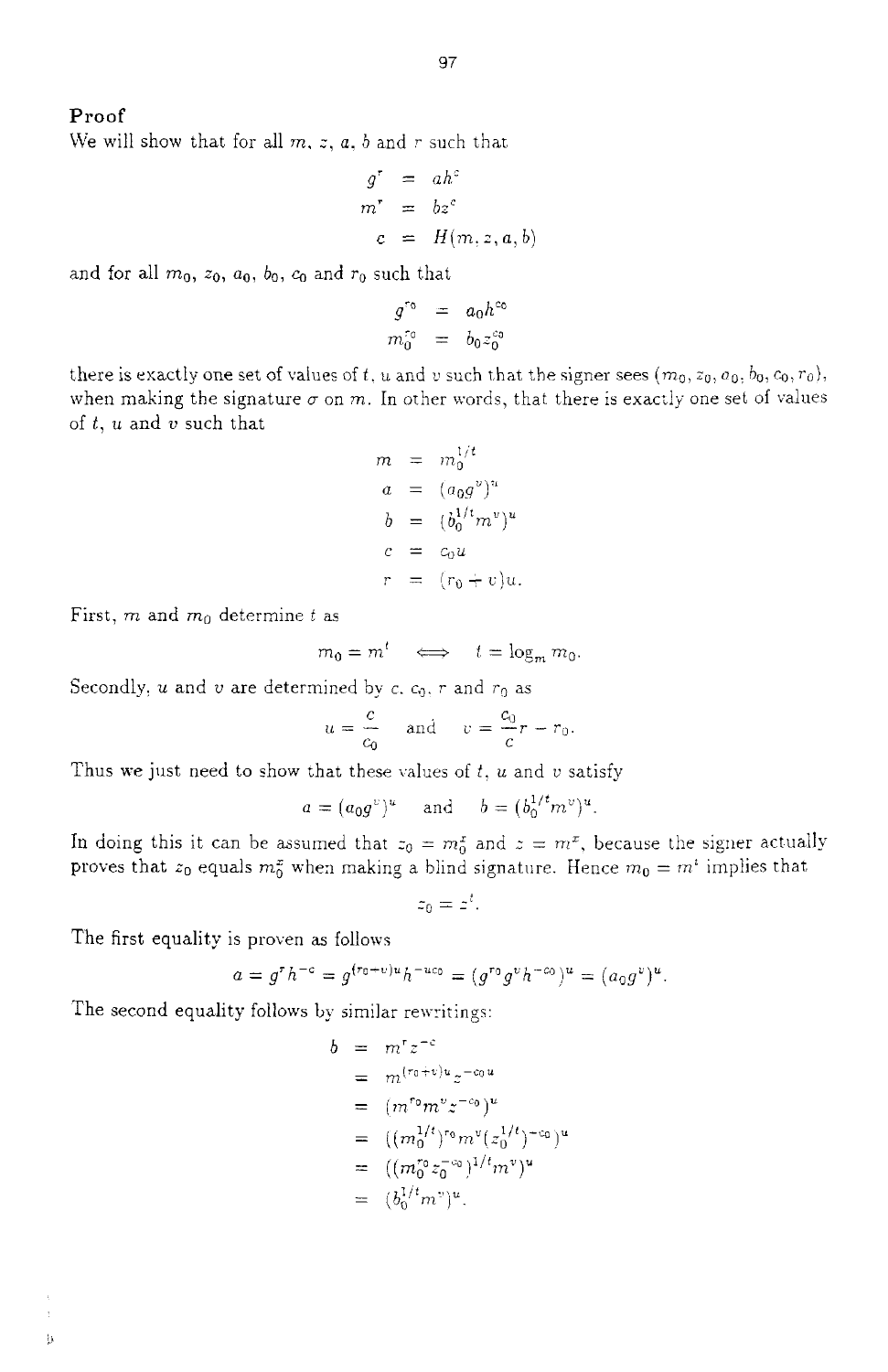**Proof**

We will show that for all $m$, $z$, $a$, $b$ and $r$ such that

$$
\begin{aligned}
g^r &= ah^c \\
m^r &= bz^c \\
c &= H(m, z, a, b)
\end{aligned}
$$

and for all $m_0$, $z_0$, $a_0$, $b_0$, $c_0$ and $r_0$ such that

$$
\begin{aligned}
g^{r_0} &= a_0 h^{c_0} \\
m_0^{r_0} &= b_0 z_0^{c_0}
\end{aligned}
$$

there is exactly one set of values of $t$, $u$ and $v$ such that the signer sees $(m_0, z_0, a_0, b_0, c_0, r_0)$, when making the signature $\sigma$ on $m$. In other words, that there is exactly one set of values of $t$, $u$ and $v$ such that

$$
\begin{aligned}
m &= m_0^{1/t} \\
a &= (a_0 g^v)^u \\
b &= (b_0^{1/t} m^v)^u \\
c &= c_0 u \\
r &= (r_0 + v)u.
\end{aligned}
$$

First, $m$ and $m_0$ determine $t$ as

$$m_0 = m^t \iff t = \log_m m_0.$$

Secondly, $u$ and $v$ are determined by $c$, $c_0$, $r$ and $r_0$ as

$$u = \frac{c}{c_0} \quad \text{and} \quad v = \frac{c_0}{c} r - r_0.$$

Thus we just need to show that these values of $t$, $u$ and $v$ satisfy

$$a = (a_0 g^v)^u \quad \text{and} \quad b = (b_0^{1/t} m^v)^u.$$

In doing this it can be assumed that $z_0 = m_0^x$ and $z = m^x$, because the signer actually proves that $z_0$ equals $m_0^x$ when making a blind signature. Hence $m_0 = m^t$ implies that

$$z_0 = z^t.$$

The first equality is proven as follows

$$a = g^r h^{-c} = g^{(r_0 - v)u} h^{-uc_0} = (g^{r_0} g^v h^{-c_0})^u = (a_0 g^v)^u.$$

The second equality follows by similar rewritings:

$$
\begin{aligned}
b &= m^r z^{-c} \\
&= m^{(r_0 + v)u} z^{-c_0 u} \\
&= (m^{r_0} m^v z^{-c_0})^u \\
&= ((m_0^{1/t})^{r_0} m^v (z_0^{1/t})^{-c_0})^u \\
&= ((m_0^{r_0} z_0^{-c_0})^{1/t} m^v)^u \\
&= (b_0^{1/t} m^v)^u.
\end{aligned}
$$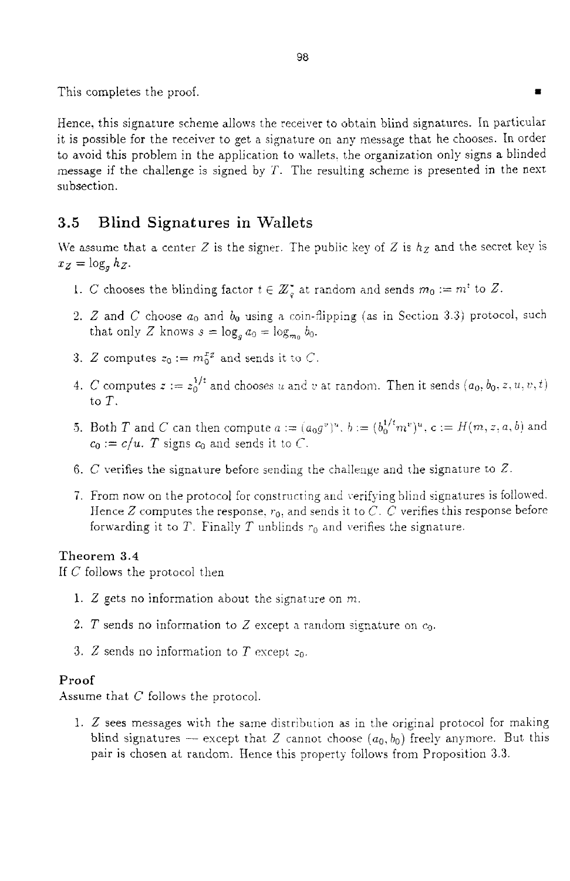This completes the proof. ∎

Hence, this signature scheme allows the receiver to obtain blind signatures. In particular it is possible for the receiver to get a signature on any message that he chooses. In order to avoid this problem in the application to wallets, the organization only signs a blinded message if the challenge is signed by $T$. The resulting scheme is presented in the next subsection.

## 3.5 Blind Signatures in Wallets

We assume that a center $Z$ is the signer. The public key of $Z$ is $h_Z$ and the secret key is $x_Z = \log_g h_Z$.

1. $C$ chooses the blinding factor $t \in \mathbb{Z}_q^*$ at random and sends $m_0 := m^t$ to $Z$.
2. $Z$ and $C$ choose $a_0$ and $b_0$ using a coin-flipping (as in Section 3.3) protocol, such that only $Z$ knows $s = \log_g a_0 = \log_{m_0} b_0$.
3. $Z$ computes $z_0 := m_0^{x_Z}$ and sends it to $C$.
4. $C$ computes $z := z_0^{1/t}$ and chooses $u$ and $v$ at random. Then it sends $(a_0, b_0, z, u, v, t)$ to $T$.
5. Both $T$ and $C$ can then compute $a := (a_0 g^v)^u$, $b := (b_0^{1/t} m^v)^u$, $c := H(m, z, a, b)$ and $c_0 := c/u$. $T$ signs $c_0$ and sends it to $C$.
6. $C$ verifies the signature before sending the challenge and the signature to $Z$.
7. From now on the protocol for constructing and verifying blind signatures is followed. Hence $Z$ computes the response, $r_0$, and sends it to $C$. $C$ verifies this response before forwarding it to $T$. Finally $T$ unblinds $r_0$ and verifies the signature.

**Theorem 3.4**
If $C$ follows the protocol then

1. $Z$ gets no information about the signature on $m$.
2. $T$ sends no information to $Z$ except a random signature on $c_0$.
3. $Z$ sends no information to $T$ except $z_0$.

**Proof**
Assume that $C$ follows the protocol.

1. $Z$ sees messages with the same distribution as in the original protocol for making blind signatures — except that $Z$ cannot choose $(a_0, b_0)$ freely anymore. But this pair is chosen at random. Hence this property follows from Proposition 3.3.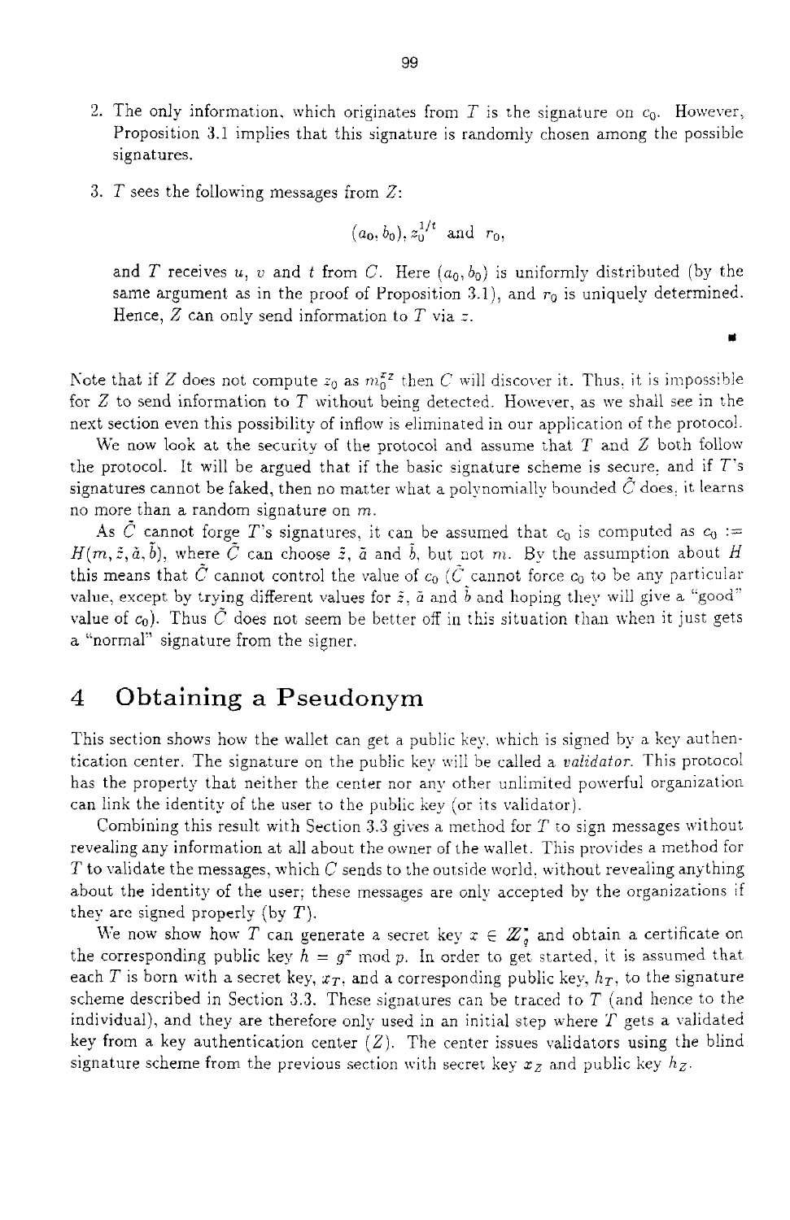2. The only information, which originates from $T$ is the signature on $c_0$. However, Proposition 3.1 implies that this signature is randomly chosen among the possible signatures.

3. $T$ sees the following messages from $Z$:

$$(a_0, b_0), z_0^{1/t} \text{ and } r_0,$$

and $T$ receives $u$, $v$ and $t$ from $C$. Here $(a_0, b_0)$ is uniformly distributed (by the same argument as in the proof of Proposition 3.1), and $r_0$ is uniquely determined. Hence, $Z$ can only send information to $T$ via $z$.

∎

Note that if $Z$ does not compute $z_0$ as $m_0^{x_Z}$ then $C$ will discover it. Thus, it is impossible for $Z$ to send information to $T$ without being detected. However, as we shall see in the next section even this possibility of inflow is eliminated in our application of the protocol.

We now look at the security of the protocol and assume that $T$ and $Z$ both follow the protocol. It will be argued that if the basic signature scheme is secure, and if $T$'s signatures cannot be faked, then no matter what a polynomially bounded $\tilde{C}$ does, it learns no more than a random signature on $m$.

As $\tilde{C}$ cannot forge $T$'s signatures, it can be assumed that $c_0$ is computed as $c_0 := H(m, \tilde{z}, \tilde{a}, \tilde{b})$, where $\tilde{C}$ can choose $\tilde{z}$, $\tilde{a}$ and $\tilde{b}$, but not $m$. By the assumption about $H$ this means that $\tilde{C}$ cannot control the value of $c_0$ ($\tilde{C}$ cannot force $c_0$ to be any particular value, except by trying different values for $\tilde{z}$, $\tilde{a}$ and $\tilde{b}$ and hoping they will give a "good" value of $c_0$). Thus $\tilde{C}$ does not seem be better off in this situation than when it just gets a "normal" signature from the signer.

# 4 Obtaining a Pseudonym

This section shows how the wallet can get a public key, which is signed by a key authentication center. The signature on the public key will be called a *validator*. This protocol has the property that neither the center nor any other unlimited powerful organization can link the identity of the user to the public key (or its validator).

Combining this result with Section 3.3 gives a method for $T$ to sign messages without revealing any information at all about the owner of the wallet. This provides a method for $T$ to validate the messages, which $C$ sends to the outside world, without revealing anything about the identity of the user; these messages are only accepted by the organizations if they are signed properly (by $T$).

We now show how $T$ can generate a secret key $x \in \mathbb{Z}_q^*$ and obtain a certificate on the corresponding public key $h = g^x \bmod p$. In order to get started, it is assumed that each $T$ is born with a secret key, $x_T$, and a corresponding public key, $h_T$, to the signature scheme described in Section 3.3. These signatures can be traced to $T$ (and hence to the individual), and they are therefore only used in an initial step where $T$ gets a validated key from a key authentication center ($Z$). The center issues validators using the blind signature scheme from the previous section with secret key $x_Z$ and public key $h_Z$.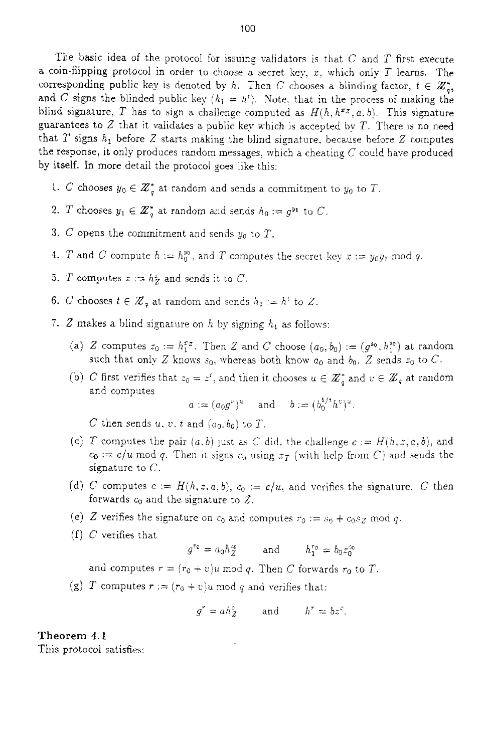The basic idea of the protocol for issuing validators is that $C$ and $T$ first execute a coin-flipping protocol in order to choose a secret key, $x$, which only $T$ learns. The corresponding public key is denoted by $h$. Then $C$ chooses a blinding factor, $t \in \mathbb{Z}_q^*$, and $C$ signs the blinded public key ($h_1 = h^t$). Note, that in the process of making the blind signature, $T$ has to sign a challenge computed as $H(h, h^{xz}, a, b)$. This signature guarantees to $Z$ that it validates a public key which is accepted by $T$. There is no need that $T$ signs $h_1$ before $Z$ starts making the blind signature, because before $Z$ computes the response, it only produces random messages, which a cheating $C$ could have produced by itself. In more detail the protocol goes like this:

1. $C$ chooses $y_0 \in \mathbb{Z}_q^*$ at random and sends a commitment to $y_0$ to $T$.
2. $T$ chooses $y_1 \in \mathbb{Z}_q^*$ at random and sends $h_0 := g^{y_1}$ to $C$.
3. $C$ opens the commitment and sends $y_0$ to $T$.
4. $T$ and $C$ compute $h := h_0^{y_0}$, and $T$ computes the secret key $x := y_0 y_1 \bmod q$.
5. $T$ computes $z := h_Z^x$ and sends it to $C$.
6. $C$ chooses $t \in \mathbb{Z}_q$ at random and sends $h_1 := h^t$ to $Z$.
7. $Z$ makes a blind signature on $h$ by signing $h_1$ as follows:
   (a) $Z$ computes $z_0 := h_1^{x_Z}$. Then $Z$ and $C$ choose $(a_0, b_0) := (g^{s_0}, h_1^{s_0})$ at random such that only $Z$ knows $s_0$, whereas both know $a_0$ and $b_0$. $Z$ sends $z_0$ to $C$.
   (b) $C$ first verifies that $z_0 = z^t$, and then it chooses $u \in \mathbb{Z}_q^*$ and $v \in \mathbb{Z}_q$ at random and computes
   $$a := (a_0 g^v)^u \quad \text{and} \quad b := (b_0^{1/t} h^v)^u.$$
   $C$ then sends $u$, $v$, $t$ and $(a_0, b_0)$ to $T$.
   (c) $T$ computes the pair $(a, b)$ just as $C$ did, the challenge $c := H(h, z, a, b)$, and $c_0 := c/u \bmod q$. Then it signs $c_0$ using $x_T$ (with help from $C$) and sends the signature to $C$.
   (d) $C$ computes $c := H(h, z, a, b)$, $c_0 := c/u$, and verifies the signature. $C$ then forwards $c_0$ and the signature to $Z$.
   (e) $Z$ verifies the signature on $c_0$ and computes $r_0 := s_0 + c_0 s_Z \bmod q$.
   (f) $C$ verifies that
   $$g^{r_0} = a_0 h_Z^{c_0} \quad \text{and} \quad h_1^{r_0} = b_0 z_0^{c_0}$$
   and computes $r = (r_0 + v)u \bmod q$. Then $C$ forwards $r_0$ to $T$.
   (g) $T$ computes $r := (r_0 + v)u \bmod q$ and verifies that:
   $$g^r = a h_Z^c \quad \text{and} \quad h^r = b z^c.$$

**Theorem 4.1**
This protocol satisfies: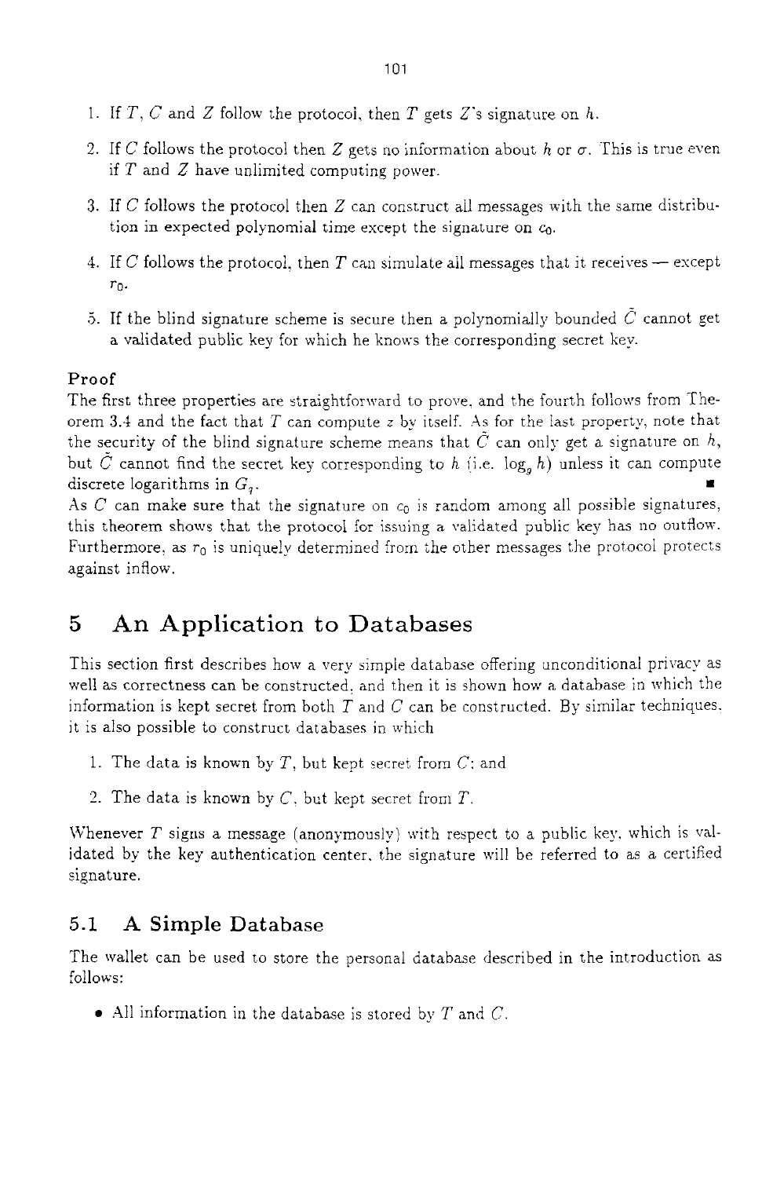1. If $T$, $C$ and $Z$ follow the protocol, then $T$ gets $Z$'s signature on $h$.

2. If $C$ follows the protocol then $Z$ gets no information about $h$ or $\sigma$. This is true even if $T$ and $Z$ have unlimited computing power.

3. If $C$ follows the protocol then $Z$ can construct all messages with the same distribution in expected polynomial time except the signature on $c_0$.

4. If $C$ follows the protocol, then $T$ can simulate all messages that it receives — except $r_0$.

5. If the blind signature scheme is secure then a polynomially bounded $\tilde{C}$ cannot get a validated public key for which he knows the corresponding secret key.

**Proof**
The first three properties are straightforward to prove, and the fourth follows from Theorem 3.4 and the fact that $T$ can compute $z$ by itself. As for the last property, note that the security of the blind signature scheme means that $\tilde{C}$ can only get a signature on $h$, but $\tilde{C}$ cannot find the secret key corresponding to $h$ (i.e. $\log_g h$) unless it can compute discrete logarithms in $G_q$. ∎

As $C$ can make sure that the signature on $c_0$ is random among all possible signatures, this theorem shows that the protocol for issuing a validated public key has no outflow. Furthermore, as $r_0$ is uniquely determined from the other messages the protocol protects against inflow.

# 5 An Application to Databases

This section first describes how a very simple database offering unconditional privacy as well as correctness can be constructed, and then it is shown how a database in which the information is kept secret from both $T$ and $C$ can be constructed. By similar techniques, it is also possible to construct databases in which

1. The data is known by $T$, but kept secret from $C$; and

2. The data is known by $C$, but kept secret from $T$.

Whenever $T$ signs a message (anonymously) with respect to a public key, which is validated by the key authentication center, the signature will be referred to as a certified signature.

## 5.1 A Simple Database

The wallet can be used to store the personal database described in the introduction as follows:

- All information in the database is stored by $T$ and $C$.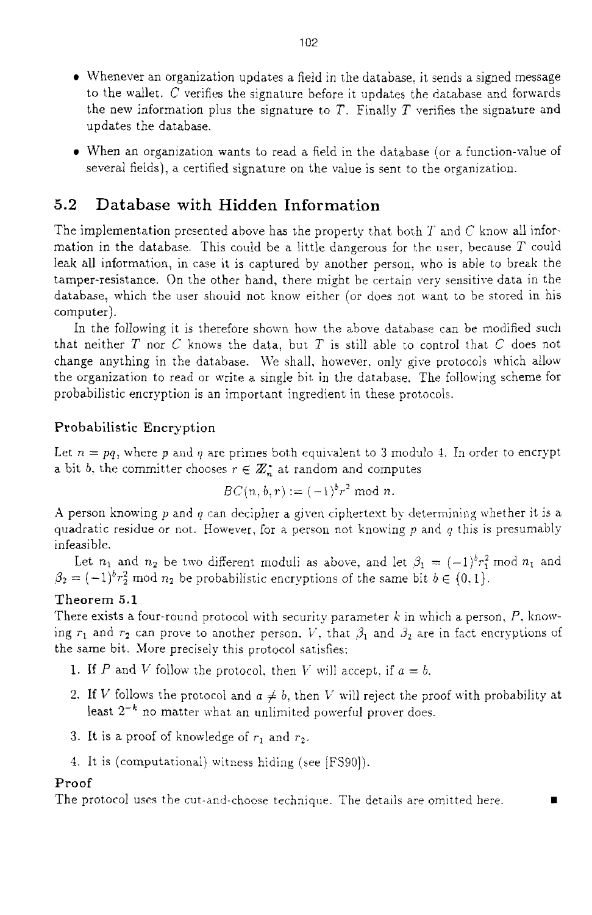- Whenever an organization updates a field in the database, it sends a signed message to the wallet. $C$ verifies the signature before it updates the database and forwards the new information plus the signature to $T$. Finally $T$ verifies the signature and updates the database.
- When an organization wants to read a field in the database (or a function-value of several fields), a certified signature on the value is sent to the organization.

## 5.2 Database with Hidden Information

The implementation presented above has the property that both $T$ and $C$ know all information in the database. This could be a little dangerous for the user, because $T$ could leak all information, in case it is captured by another person, who is able to break the tamper-resistance. On the other hand, there might be certain very sensitive data in the database, which the user should not know either (or does not want to be stored in his computer).

In the following it is therefore shown how the above database can be modified such that neither $T$ nor $C$ knows the data, but $T$ is still able to control that $C$ does not change anything in the database. We shall, however, only give protocols which allow the organization to read or write a single bit in the database. The following scheme for probabilistic encryption is an important ingredient in these protocols.

### Probabilistic Encryption

Let $n = pq$, where $p$ and $q$ are primes both equivalent to 3 modulo 4. In order to encrypt a bit $b$, the committer chooses $r \in \mathbb{Z}_n^*$ at random and computes

$$BC(n, b, r) := (-1)^b r^2 \bmod n.$$

A person knowing $p$ and $q$ can decipher a given ciphertext by determining whether it is a quadratic residue or not. However, for a person not knowing $p$ and $q$ this is presumably infeasible.

Let $n_1$ and $n_2$ be two different moduli as above, and let $\beta_1 = (-1)^b r_1^2 \bmod n_1$ and $\beta_2 = (-1)^b r_2^2 \bmod n_2$ be probabilistic encryptions of the same bit $b \in \{0, 1\}$.

**Theorem 5.1**
There exists a four-round protocol with security parameter $k$ in which a person, $P$, knowing $r_1$ and $r_2$ can prove to another person, $V$, that $\beta_1$ and $\beta_2$ are in fact encryptions of the same bit. More precisely this protocol satisfies:

1. If $P$ and $V$ follow the protocol, then $V$ will accept, if $a = b$.
2. If $V$ follows the protocol and $a \neq b$, then $V$ will reject the proof with probability at least $2^{-k}$ no matter what an unlimited powerful prover does.
3. It is a proof of knowledge of $r_1$ and $r_2$.
4. It is (computational) witness hiding (see [FS90]).

**Proof**
The protocol uses the cut-and-choose technique. The details are omitted here. ∎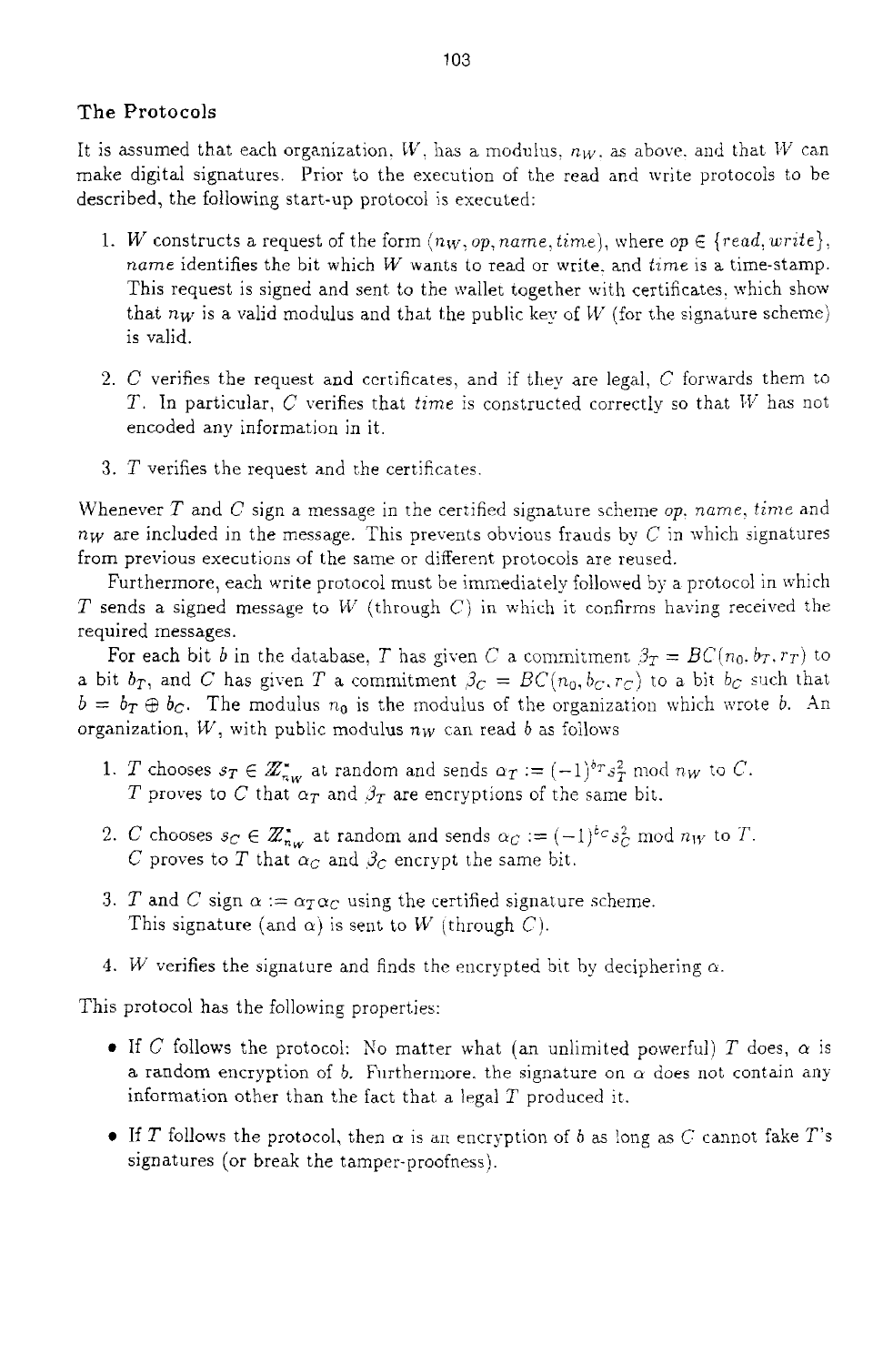### The Protocols

It is assumed that each organization, $W$, has a modulus, $n_W$, as above, and that $W$ can make digital signatures. Prior to the execution of the read and write protocols to be described, the following start-up protocol is executed:

1. $W$ constructs a request of the form $(n_W, op, name, time)$, where $op \in \{read, write\}$, *name* identifies the bit which $W$ wants to read or write, and *time* is a time-stamp. This request is signed and sent to the wallet together with certificates, which show that $n_W$ is a valid modulus and that the public key of $W$ (for the signature scheme) is valid.

2. $C$ verifies the request and certificates, and if they are legal, $C$ forwards them to $T$. In particular, $C$ verifies that *time* is constructed correctly so that $W$ has not encoded any information in it.

3. $T$ verifies the request and the certificates.

Whenever $T$ and $C$ sign a message in the certified signature scheme *op*, *name*, *time* and $n_W$ are included in the message. This prevents obvious frauds by $C$ in which signatures from previous executions of the same or different protocols are reused.

Furthermore, each write protocol must be immediately followed by a protocol in which $T$ sends a signed message to $W$ (through $C$) in which it confirms having received the required messages.

For each bit $b$ in the database, $T$ has given $C$ a commitment $\beta_T = BC(n_0, b_T, r_T)$ to a bit $b_T$, and $C$ has given $T$ a commitment $\beta_C = BC(n_0, b_C, r_C)$ to a bit $b_C$ such that $b = b_T \oplus b_C$. The modulus $n_0$ is the modulus of the organization which wrote $b$. An organization, $W$, with public modulus $n_W$ can read $b$ as follows

1. $T$ chooses $s_T \in \mathbb{Z}_{n_W}^*$ at random and sends $\alpha_T := (-1)^{b_T} s_T^2 \bmod n_W$ to $C$. $T$ proves to $C$ that $\alpha_T$ and $\beta_T$ are encryptions of the same bit.

2. $C$ chooses $s_C \in \mathbb{Z}_{n_W}^*$ at random and sends $\alpha_C := (-1)^{b_C} s_C^2 \bmod n_W$ to $T$. $C$ proves to $T$ that $\alpha_C$ and $\beta_C$ encrypt the same bit.

3. $T$ and $C$ sign $\alpha := \alpha_T \alpha_C$ using the certified signature scheme. This signature (and $\alpha$) is sent to $W$ (through $C$).

4. $W$ verifies the signature and finds the encrypted bit by deciphering $\alpha$.

This protocol has the following properties:

- If $C$ follows the protocol: No matter what (an unlimited powerful) $T$ does, $\alpha$ is a random encryption of $b$. Furthermore, the signature on $\alpha$ does not contain any information other than the fact that a legal $T$ produced it.

- If $T$ follows the protocol, then $\alpha$ is an encryption of $b$ as long as $C$ cannot fake $T$'s signatures (or break the tamper-proofness).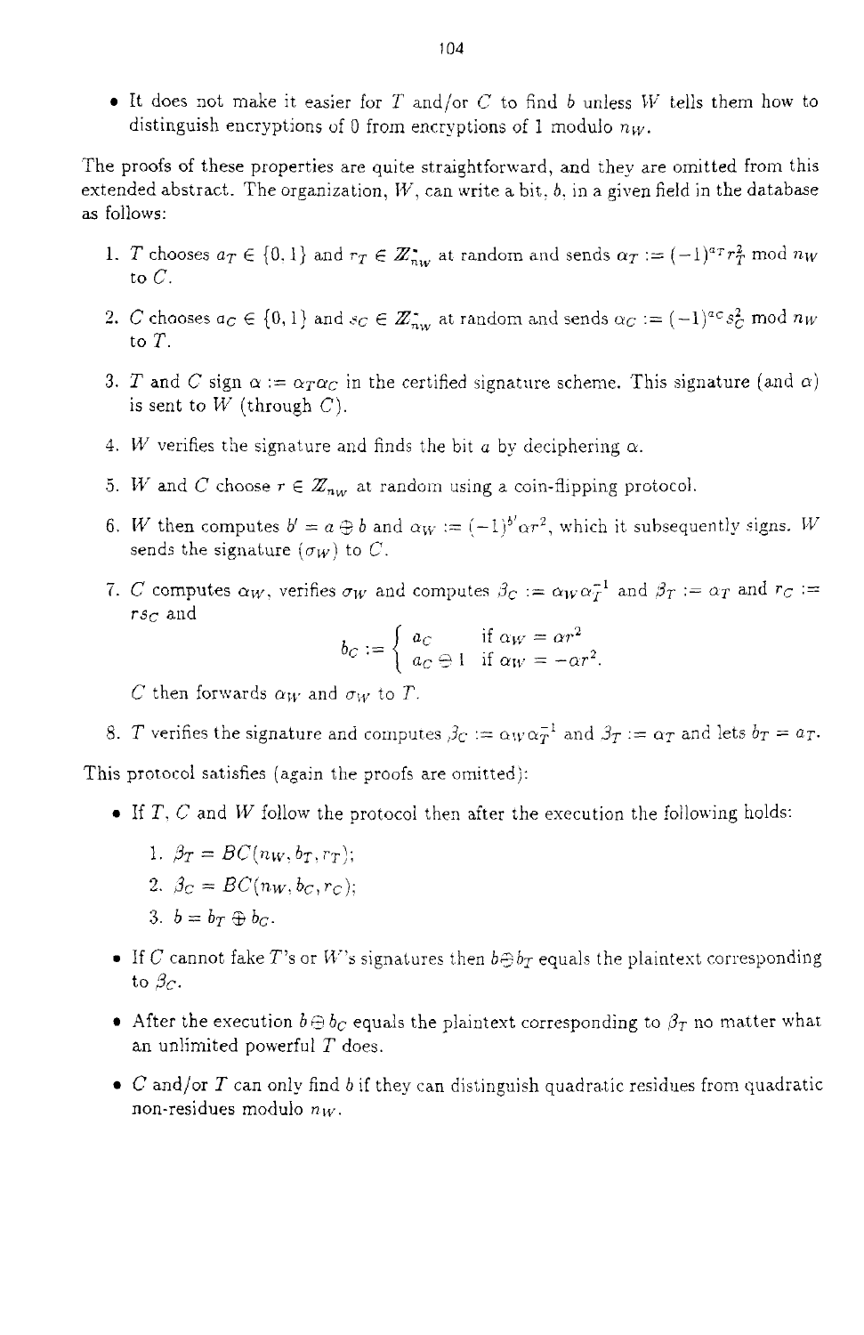- It does not make it easier for $T$ and/or $C$ to find $b$ unless $W$ tells them how to distinguish encryptions of 0 from encryptions of 1 modulo $n_W$.

The proofs of these properties are quite straightforward, and they are omitted from this extended abstract. The organization, $W$, can write a bit, $b$, in a given field in the database as follows:

1. $T$ chooses $a_T \in \{0, 1\}$ and $r_T \in \mathbb{Z}_{n_W}^*$ at random and sends $\alpha_T := (-1)^{a_T} r_T^2 \bmod n_W$ to $C$.
2. $C$ chooses $a_C \in \{0, 1\}$ and $s_C \in \mathbb{Z}_{n_W}^*$ at random and sends $\alpha_C := (-1)^{a_C} s_C^2 \bmod n_W$ to $T$.
3. $T$ and $C$ sign $\alpha := \alpha_T \alpha_C$ in the certified signature scheme. This signature (and $\alpha$) is sent to $W$ (through $C$).
4. $W$ verifies the signature and finds the bit $a$ by deciphering $\alpha$.
5. $W$ and $C$ choose $r \in \mathbb{Z}_{n_W}$ at random using a coin-flipping protocol.
6. $W$ then computes $b' = a \oplus b$ and $\alpha_W := (-1)^{b'} \alpha r^2$, which it subsequently signs. $W$ sends the signature ($\sigma_W$) to $C$.
7. $C$ computes $\alpha_W$, verifies $\sigma_W$ and computes $\beta_C := \alpha_W \alpha_T^{-1}$ and $\beta_T := \alpha_T$ and $r_C := r s_C$ and
$$b_C := \begin{cases} a_C & \text{if } \alpha_W = \alpha r^2 \\ a_C \oplus 1 & \text{if } \alpha_W = -\alpha r^2. \end{cases}$$
$C$ then forwards $\alpha_W$ and $\sigma_W$ to $T$.
8. $T$ verifies the signature and computes $\beta_C := \alpha_W \alpha_T^{-1}$ and $\beta_T := \alpha_T$ and lets $b_T = a_T$.

This protocol satisfies (again the proofs are omitted):

- If $T$, $C$ and $W$ follow the protocol then after the execution the following holds:
  1. $\beta_T = BC(n_W, b_T, r_T)$;
  2. $\beta_C = BC(n_W, b_C, r_C)$;
  3. $b = b_T \oplus b_C$.
- If $C$ cannot fake $T$'s or $W$'s signatures then $b \oplus b_T$ equals the plaintext corresponding to $\beta_C$.
- After the execution $b \oplus b_C$ equals the plaintext corresponding to $\beta_T$ no matter what an unlimited powerful $T$ does.
- $C$ and/or $T$ can only find $b$ if they can distinguish quadratic residues from quadratic non-residues modulo $n_W$.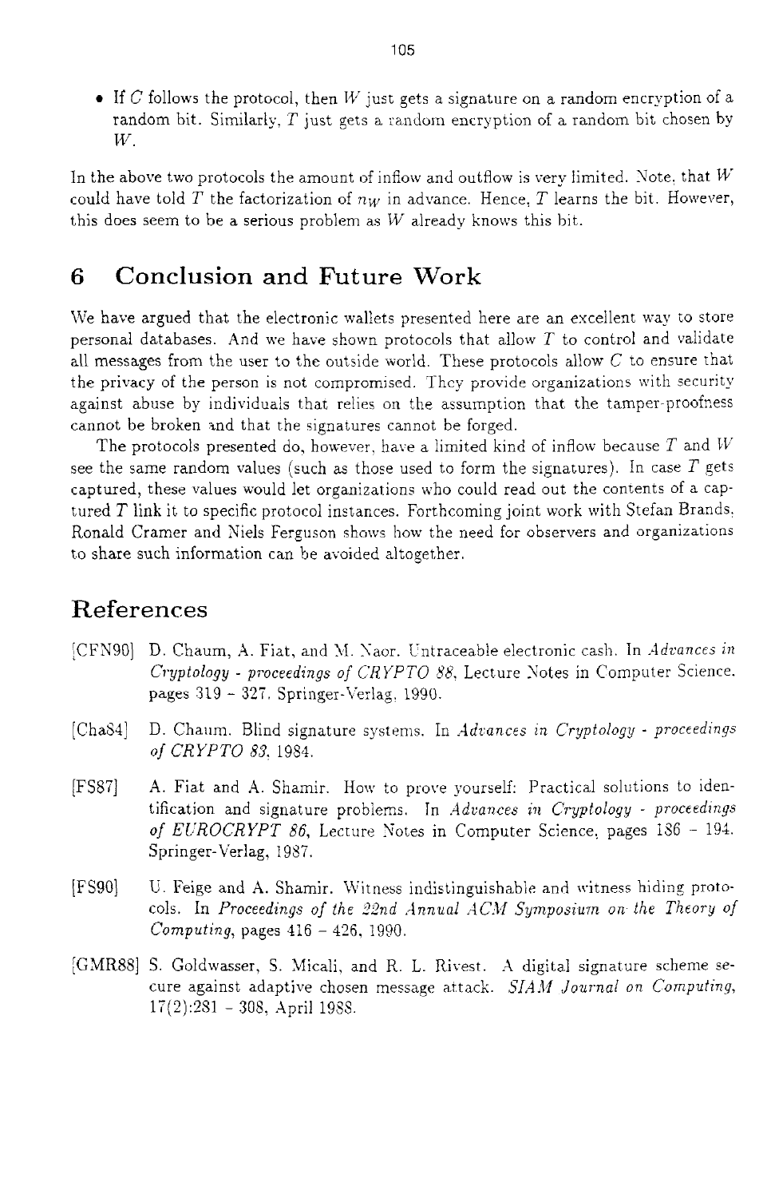- If $C$ follows the protocol, then $W$ just gets a signature on a random encryption of a random bit. Similarly, $T$ just gets a random encryption of a random bit chosen by $W$.

In the above two protocols the amount of inflow and outflow is very limited. Note, that $W$ could have told $T$ the factorization of $n_W$ in advance. Hence, $T$ learns the bit. However, this does seem to be a serious problem as $W$ already knows this bit.

# 6 Conclusion and Future Work

We have argued that the electronic wallets presented here are an excellent way to store personal databases. And we have shown protocols that allow $T$ to control and validate all messages from the user to the outside world. These protocols allow $C$ to ensure that the privacy of the person is not compromised. They provide organizations with security against abuse by individuals that relies on the assumption that the tamper-proofness cannot be broken and that the signatures cannot be forged.

The protocols presented do, however, have a limited kind of inflow because $T$ and $W$ see the same random values (such as those used to form the signatures). In case $T$ gets captured, these values would let organizations who could read out the contents of a captured $T$ link it to specific protocol instances. Forthcoming joint work with Stefan Brands, Ronald Cramer and Niels Ferguson shows how the need for observers and organizations to share such information can be avoided altogether.

# References

[CFN90] D. Chaum, A. Fiat, and M. Naor. Untraceable electronic cash. In *Advances in Cryptology - proceedings of CRYPTO 88*, Lecture Notes in Computer Science, pages 319 - 327. Springer-Verlag, 1990.

[Cha84] D. Chaum. Blind signature systems. In *Advances in Cryptology - proceedings of CRYPTO 83*, 1984.

[FS87] A. Fiat and A. Shamir. How to prove yourself: Practical solutions to identification and signature problems. In *Advances in Cryptology - proceedings of EUROCRYPT 86*, Lecture Notes in Computer Science, pages 186 - 194. Springer-Verlag, 1987.

[FS90] U. Feige and A. Shamir. Witness indistinguishable and witness hiding protocols. In *Proceedings of the 22nd Annual ACM Symposium on the Theory of Computing*, pages 416 - 426, 1990.

[GMR88] S. Goldwasser, S. Micali, and R. L. Rivest. A digital signature scheme secure against adaptive chosen message attack. *SIAM Journal on Computing*, 17(2):281 - 308, April 1988.